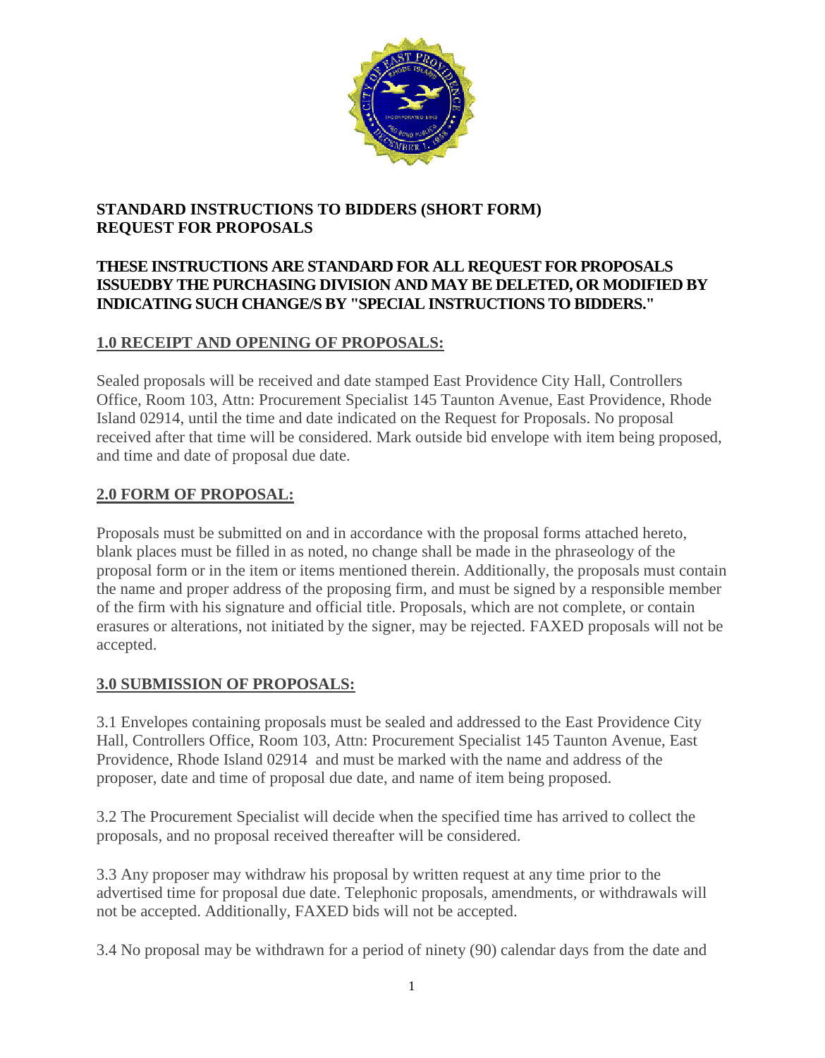**STANDARD INSTRUCTIONS TO BIDDERS (SHORT FORM)**
**REQUEST FOR PROPOSALS**

**THESE INSTRUCTIONS ARE STANDARD FOR ALL REQUEST FOR PROPOSALS ISSUEDBY THE PURCHASING DIVISION AND MAY BE DELETED, OR MODIFIED BY INDICATING SUCH CHANGE/S BY "SPECIAL INSTRUCTIONS TO BIDDERS."**

## 1.0 RECEIPT AND OPENING OF PROPOSALS:

Sealed proposals will be received and date stamped East Providence City Hall, Controllers Office, Room 103, Attn: Procurement Specialist 145 Taunton Avenue, East Providence, Rhode Island 02914, until the time and date indicated on the Request for Proposals. No proposal received after that time will be considered. Mark outside bid envelope with item being proposed, and time and date of proposal due date.

## 2.0 FORM OF PROPOSAL:

Proposals must be submitted on and in accordance with the proposal forms attached hereto, blank places must be filled in as noted, no change shall be made in the phraseology of the proposal form or in the item or items mentioned therein. Additionally, the proposals must contain the name and proper address of the proposing firm, and must be signed by a responsible member of the firm with his signature and official title. Proposals, which are not complete, or contain erasures or alterations, not initiated by the signer, may be rejected. FAXED proposals will not be accepted.

## 3.0 SUBMISSION OF PROPOSALS:

3.1 Envelopes containing proposals must be sealed and addressed to the East Providence City Hall, Controllers Office, Room 103, Attn: Procurement Specialist 145 Taunton Avenue, East Providence, Rhode Island 02914 and must be marked with the name and address of the proposer, date and time of proposal due date, and name of item being proposed.

3.2 The Procurement Specialist will decide when the specified time has arrived to collect the proposals, and no proposal received thereafter will be considered.

3.3 Any proposer may withdraw his proposal by written request at any time prior to the advertised time for proposal due date. Telephonic proposals, amendments, or withdrawals will not be accepted. Additionally, FAXED bids will not be accepted.

3.4 No proposal may be withdrawn for a period of ninety (90) calendar days from the date and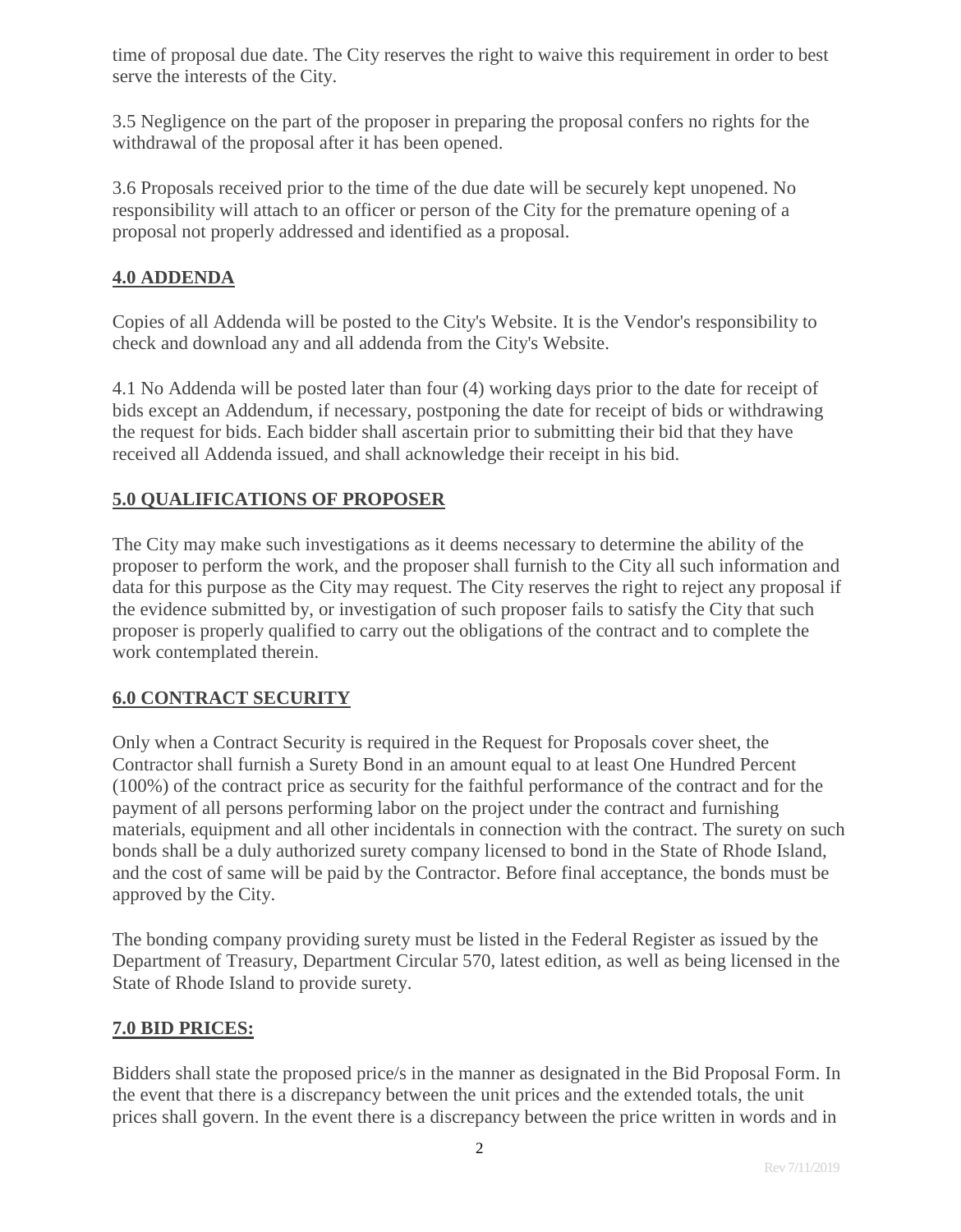time of proposal due date. The City reserves the right to waive this requirement in order to best serve the interests of the City.

3.5 Negligence on the part of the proposer in preparing the proposal confers no rights for the withdrawal of the proposal after it has been opened.

3.6 Proposals received prior to the time of the due date will be securely kept unopened. No responsibility will attach to an officer or person of the City for the premature opening of a proposal not properly addressed and identified as a proposal.

## 4.0 ADDENDA

Copies of all Addenda will be posted to the City's Website. It is the Vendor's responsibility to check and download any and all addenda from the City's Website.

4.1 No Addenda will be posted later than four (4) working days prior to the date for receipt of bids except an Addendum, if necessary, postponing the date for receipt of bids or withdrawing the request for bids. Each bidder shall ascertain prior to submitting their bid that they have received all Addenda issued, and shall acknowledge their receipt in his bid.

## 5.0 QUALIFICATIONS OF PROPOSER

The City may make such investigations as it deems necessary to determine the ability of the proposer to perform the work, and the proposer shall furnish to the City all such information and data for this purpose as the City may request. The City reserves the right to reject any proposal if the evidence submitted by, or investigation of such proposer fails to satisfy the City that such proposer is properly qualified to carry out the obligations of the contract and to complete the work contemplated therein.

## 6.0 CONTRACT SECURITY

Only when a Contract Security is required in the Request for Proposals cover sheet, the Contractor shall furnish a Surety Bond in an amount equal to at least One Hundred Percent (100%) of the contract price as security for the faithful performance of the contract and for the payment of all persons performing labor on the project under the contract and furnishing materials, equipment and all other incidentals in connection with the contract. The surety on such bonds shall be a duly authorized surety company licensed to bond in the State of Rhode Island, and the cost of same will be paid by the Contractor. Before final acceptance, the bonds must be approved by the City.

The bonding company providing surety must be listed in the Federal Register as issued by the Department of Treasury, Department Circular 570, latest edition, as well as being licensed in the State of Rhode Island to provide surety.

## 7.0 BID PRICES:

Bidders shall state the proposed price/s in the manner as designated in the Bid Proposal Form. In the event that there is a discrepancy between the unit prices and the extended totals, the unit prices shall govern. In the event there is a discrepancy between the price written in words and in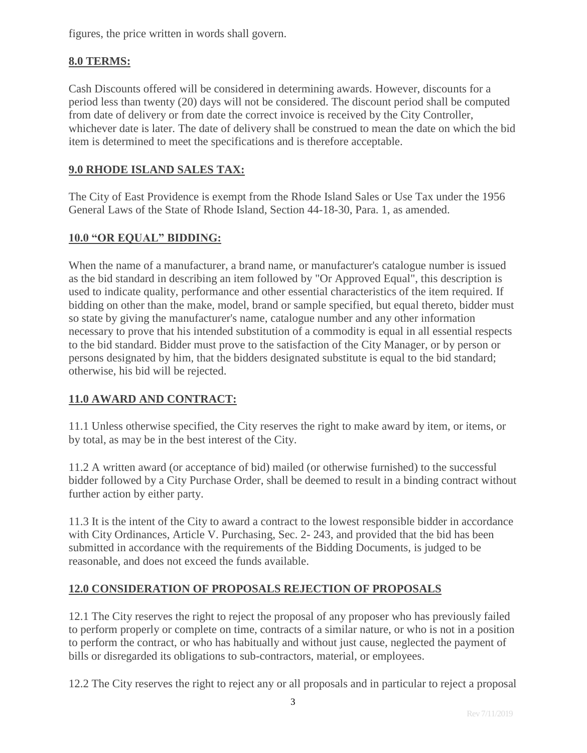figures, the price written in words shall govern.

## 8.0 TERMS:

Cash Discounts offered will be considered in determining awards. However, discounts for a period less than twenty (20) days will not be considered. The discount period shall be computed from date of delivery or from date the correct invoice is received by the City Controller, whichever date is later. The date of delivery shall be construed to mean the date on which the bid item is determined to meet the specifications and is therefore acceptable.

## 9.0 RHODE ISLAND SALES TAX:

The City of East Providence is exempt from the Rhode Island Sales or Use Tax under the 1956 General Laws of the State of Rhode Island, Section 44-18-30, Para. 1, as amended.

## 10.0 "OR EQUAL" BIDDING:

When the name of a manufacturer, a brand name, or manufacturer's catalogue number is issued as the bid standard in describing an item followed by "Or Approved Equal", this description is used to indicate quality, performance and other essential characteristics of the item required. If bidding on other than the make, model, brand or sample specified, but equal thereto, bidder must so state by giving the manufacturer's name, catalogue number and any other information necessary to prove that his intended substitution of a commodity is equal in all essential respects to the bid standard. Bidder must prove to the satisfaction of the City Manager, or by person or persons designated by him, that the bidders designated substitute is equal to the bid standard; otherwise, his bid will be rejected.

## 11.0 AWARD AND CONTRACT:

11.1 Unless otherwise specified, the City reserves the right to make award by item, or items, or by total, as may be in the best interest of the City.

11.2 A written award (or acceptance of bid) mailed (or otherwise furnished) to the successful bidder followed by a City Purchase Order, shall be deemed to result in a binding contract without further action by either party.

11.3 It is the intent of the City to award a contract to the lowest responsible bidder in accordance with City Ordinances, Article V. Purchasing, Sec. 2- 243, and provided that the bid has been submitted in accordance with the requirements of the Bidding Documents, is judged to be reasonable, and does not exceed the funds available.

## 12.0 CONSIDERATION OF PROPOSALS REJECTION OF PROPOSALS

12.1 The City reserves the right to reject the proposal of any proposer who has previously failed to perform properly or complete on time, contracts of a similar nature, or who is not in a position to perform the contract, or who has habitually and without just cause, neglected the payment of bills or disregarded its obligations to sub-contractors, material, or employees.

12.2 The City reserves the right to reject any or all proposals and in particular to reject a proposal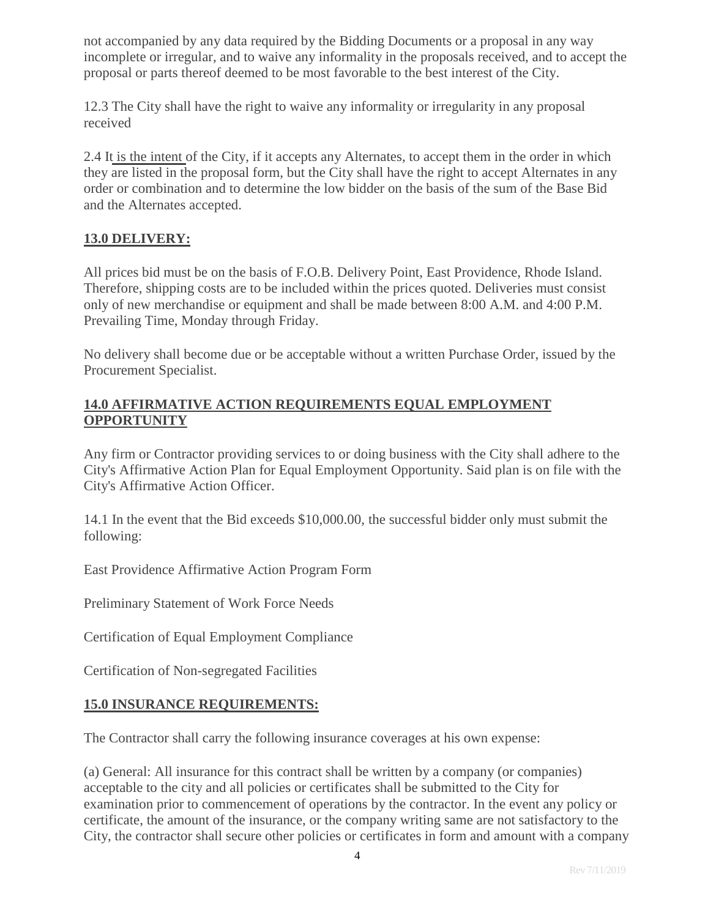not accompanied by any data required by the Bidding Documents or a proposal in any way incomplete or irregular, and to waive any informality in the proposals received, and to accept the proposal or parts thereof deemed to be most favorable to the best interest of the City.

12.3 The City shall have the right to waive any informality or irregularity in any proposal received

2.4 It is the intent of the City, if it accepts any Alternates, to accept them in the order in which they are listed in the proposal form, but the City shall have the right to accept Alternates in any order or combination and to determine the low bidder on the basis of the sum of the Base Bid and the Alternates accepted.

## 13.0 DELIVERY:

All prices bid must be on the basis of F.O.B. Delivery Point, East Providence, Rhode Island. Therefore, shipping costs are to be included within the prices quoted. Deliveries must consist only of new merchandise or equipment and shall be made between 8:00 A.M. and 4:00 P.M. Prevailing Time, Monday through Friday.

No delivery shall become due or be acceptable without a written Purchase Order, issued by the Procurement Specialist.

## 14.0 AFFIRMATIVE ACTION REQUIREMENTS EQUAL EMPLOYMENT OPPORTUNITY

Any firm or Contractor providing services to or doing business with the City shall adhere to the City's Affirmative Action Plan for Equal Employment Opportunity. Said plan is on file with the City's Affirmative Action Officer.

14.1 In the event that the Bid exceeds $10,000.00, the successful bidder only must submit the following:

East Providence Affirmative Action Program Form

Preliminary Statement of Work Force Needs

Certification of Equal Employment Compliance

Certification of Non-segregated Facilities

## 15.0 INSURANCE REQUIREMENTS:

The Contractor shall carry the following insurance coverages at his own expense:

(a) General: All insurance for this contract shall be written by a company (or companies) acceptable to the city and all policies or certificates shall be submitted to the City for examination prior to commencement of operations by the contractor. In the event any policy or certificate, the amount of the insurance, or the company writing same are not satisfactory to the City, the contractor shall secure other policies or certificates in form and amount with a company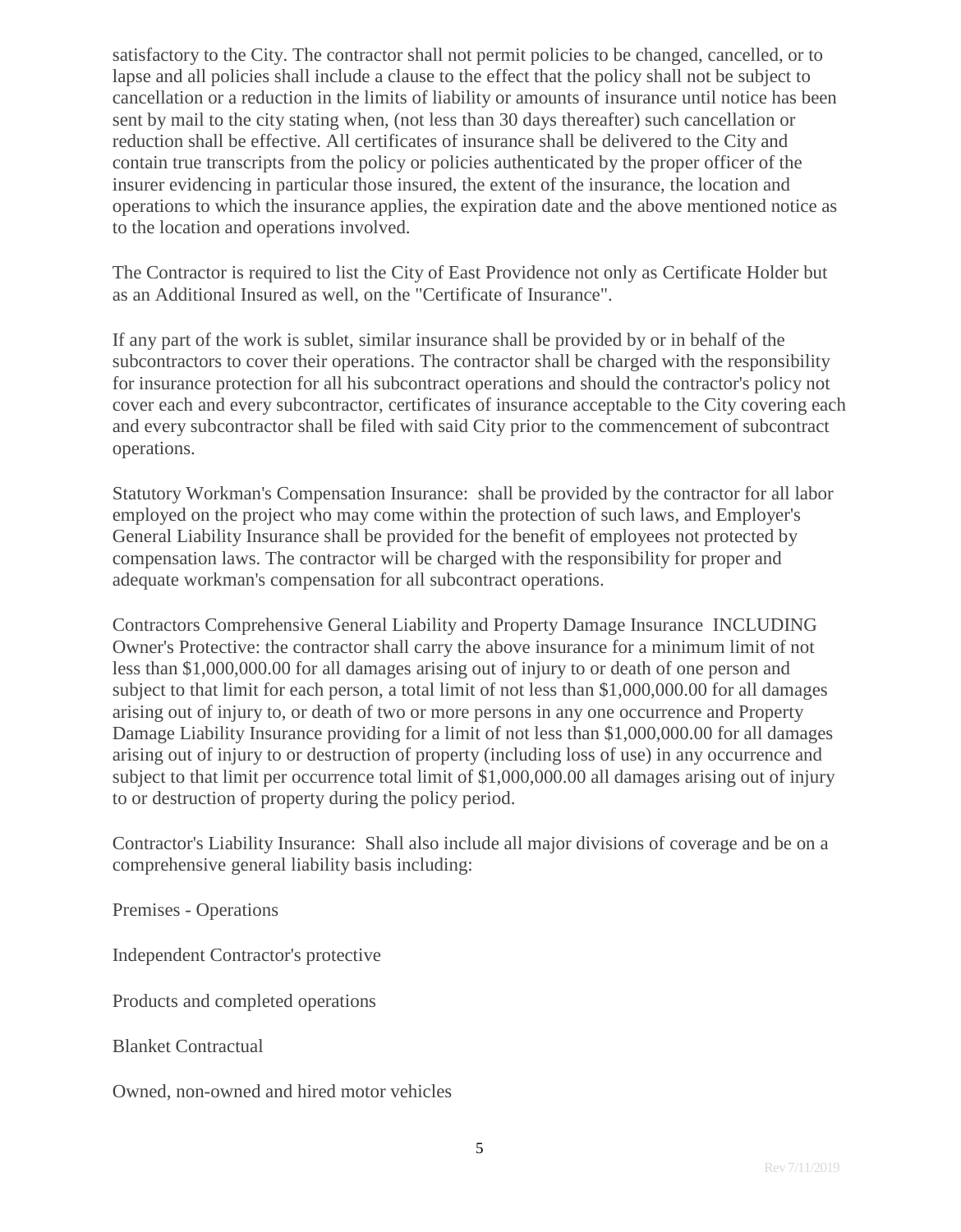satisfactory to the City. The contractor shall not permit policies to be changed, cancelled, or to lapse and all policies shall include a clause to the effect that the policy shall not be subject to cancellation or a reduction in the limits of liability or amounts of insurance until notice has been sent by mail to the city stating when, (not less than 30 days thereafter) such cancellation or reduction shall be effective. All certificates of insurance shall be delivered to the City and contain true transcripts from the policy or policies authenticated by the proper officer of the insurer evidencing in particular those insured, the extent of the insurance, the location and operations to which the insurance applies, the expiration date and the above mentioned notice as to the location and operations involved.

The Contractor is required to list the City of East Providence not only as Certificate Holder but as an Additional Insured as well, on the "Certificate of Insurance".

If any part of the work is sublet, similar insurance shall be provided by or in behalf of the subcontractors to cover their operations. The contractor shall be charged with the responsibility for insurance protection for all his subcontract operations and should the contractor's policy not cover each and every subcontractor, certificates of insurance acceptable to the City covering each and every subcontractor shall be filed with said City prior to the commencement of subcontract operations.

Statutory Workman's Compensation Insurance: shall be provided by the contractor for all labor employed on the project who may come within the protection of such laws, and Employer's General Liability Insurance shall be provided for the benefit of employees not protected by compensation laws. The contractor will be charged with the responsibility for proper and adequate workman's compensation for all subcontract operations.

Contractors Comprehensive General Liability and Property Damage Insurance INCLUDING Owner's Protective: the contractor shall carry the above insurance for a minimum limit of not less than $1,000,000.00 for all damages arising out of injury to or death of one person and subject to that limit for each person, a total limit of not less than $1,000,000.00 for all damages arising out of injury to, or death of two or more persons in any one occurrence and Property Damage Liability Insurance providing for a limit of not less than $1,000,000.00 for all damages arising out of injury to or destruction of property (including loss of use) in any occurrence and subject to that limit per occurrence total limit of $1,000,000.00 all damages arising out of injury to or destruction of property during the policy period.

Contractor's Liability Insurance: Shall also include all major divisions of coverage and be on a comprehensive general liability basis including:

Premises - Operations

Independent Contractor's protective

Products and completed operations

Blanket Contractual

Owned, non-owned and hired motor vehicles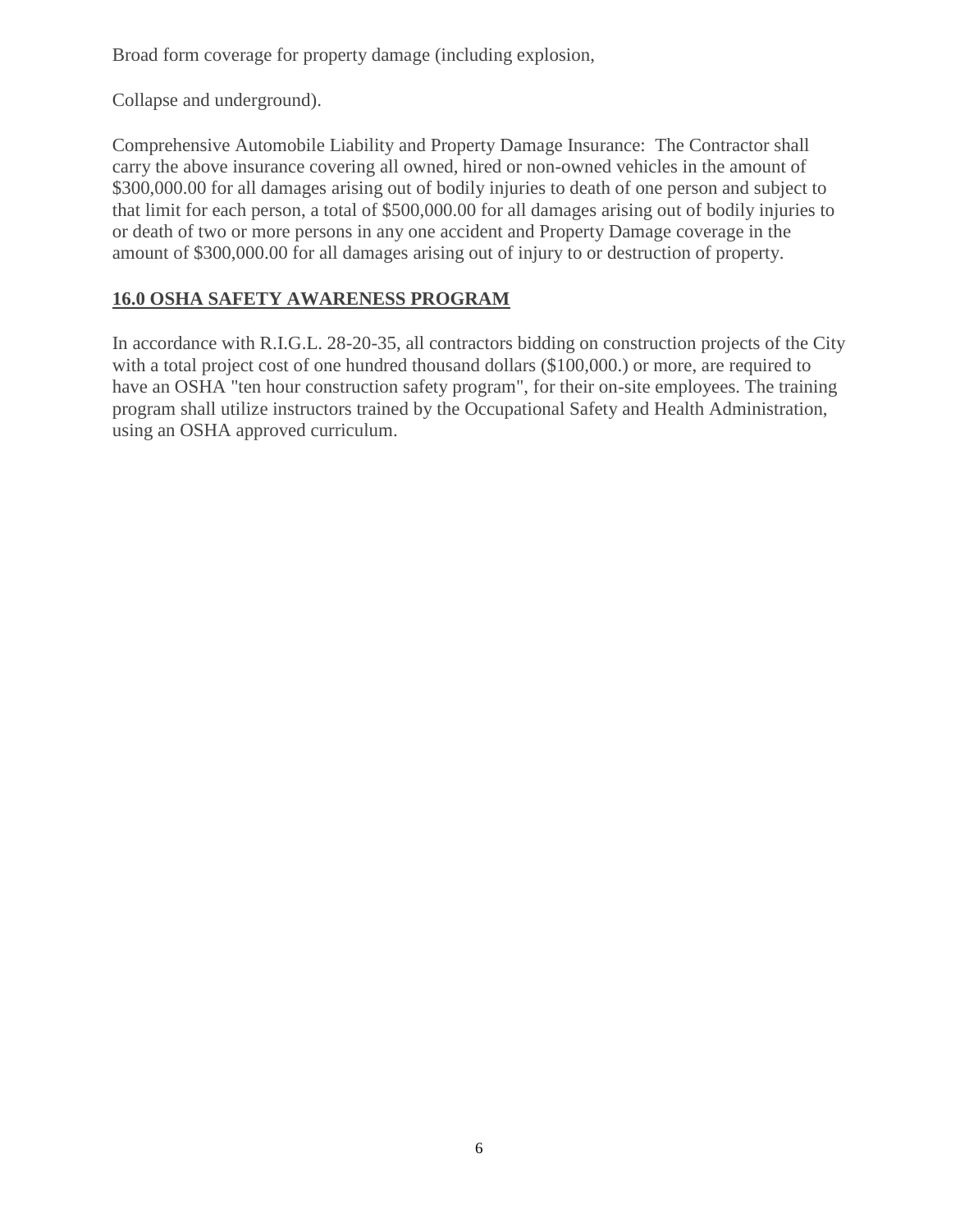Broad form coverage for property damage (including explosion,

Collapse and underground).

Comprehensive Automobile Liability and Property Damage Insurance: The Contractor shall carry the above insurance covering all owned, hired or non-owned vehicles in the amount of $300,000.00 for all damages arising out of bodily injuries to death of one person and subject to that limit for each person, a total of $500,000.00 for all damages arising out of bodily injuries to or death of two or more persons in any one accident and Property Damage coverage in the amount of $300,000.00 for all damages arising out of injury to or destruction of property.

## 16.0 OSHA SAFETY AWARENESS PROGRAM

In accordance with R.I.G.L. 28-20-35, all contractors bidding on construction projects of the City with a total project cost of one hundred thousand dollars ($100,000.) or more, are required to have an OSHA "ten hour construction safety program", for their on-site employees. The training program shall utilize instructors trained by the Occupational Safety and Health Administration, using an OSHA approved curriculum.